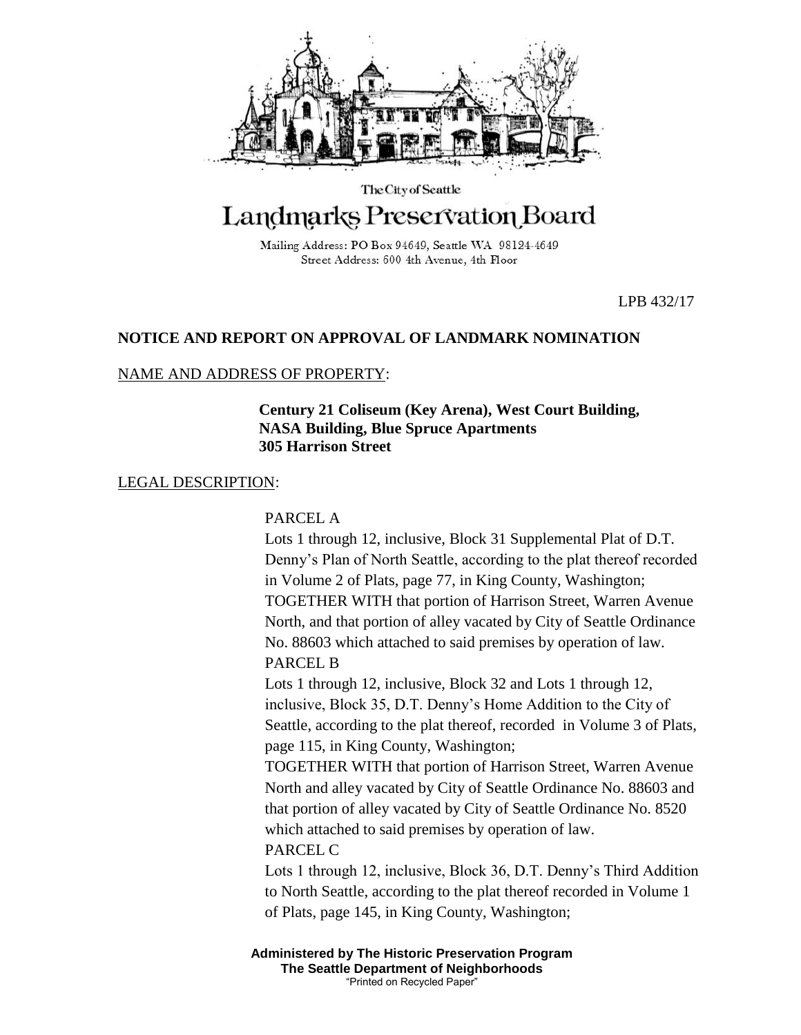The City of Seattle

# Landmarks Preservation Board

Mailing Address: PO Box 94649, Seattle WA 98124-4649
Street Address: 600 4th Avenue, 4th Floor

LPB 432/17

## NOTICE AND REPORT ON APPROVAL OF LANDMARK NOMINATION

NAME AND ADDRESS OF PROPERTY:

**Century 21 Coliseum (Key Arena), West Court Building, NASA Building, Blue Spruce Apartments**
**305 Harrison Street**

LEGAL DESCRIPTION:

PARCEL A
Lots 1 through 12, inclusive, Block 31 Supplemental Plat of D.T. Denny's Plan of North Seattle, according to the plat thereof recorded in Volume 2 of Plats, page 77, in King County, Washington;
TOGETHER WITH that portion of Harrison Street, Warren Avenue North, and that portion of alley vacated by City of Seattle Ordinance No. 88603 which attached to said premises by operation of law.

PARCEL B
Lots 1 through 12, inclusive, Block 32 and Lots 1 through 12, inclusive, Block 35, D.T. Denny's Home Addition to the City of Seattle, according to the plat thereof, recorded in Volume 3 of Plats, page 115, in King County, Washington;
TOGETHER WITH that portion of Harrison Street, Warren Avenue North and alley vacated by City of Seattle Ordinance No. 88603 and that portion of alley vacated by City of Seattle Ordinance No. 8520 which attached to said premises by operation of law.

PARCEL C
Lots 1 through 12, inclusive, Block 36, D.T. Denny's Third Addition to North Seattle, according to the plat thereof recorded in Volume 1 of Plats, page 145, in King County, Washington;

**Administered by The Historic Preservation Program**
**The Seattle Department of Neighborhoods**
"Printed on Recycled Paper"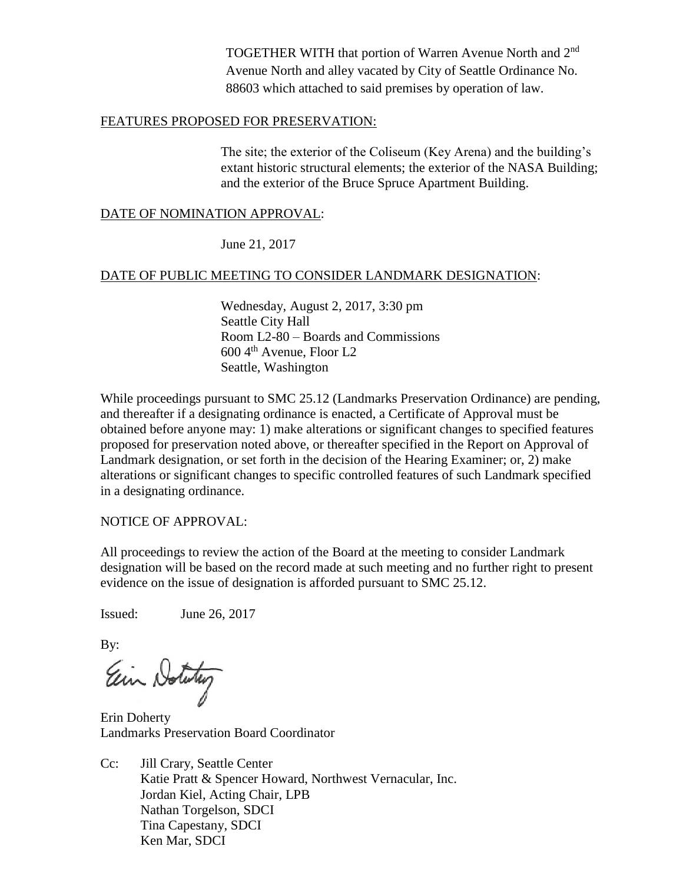TOGETHER WITH that portion of Warren Avenue North and 2nd Avenue North and alley vacated by City of Seattle Ordinance No. 88603 which attached to said premises by operation of law.

FEATURES PROPOSED FOR PRESERVATION:

The site; the exterior of the Coliseum (Key Arena) and the building's extant historic structural elements; the exterior of the NASA Building; and the exterior of the Bruce Spruce Apartment Building.

DATE OF NOMINATION APPROVAL:

June 21, 2017

DATE OF PUBLIC MEETING TO CONSIDER LANDMARK DESIGNATION:

Wednesday, August 2, 2017, 3:30 pm
Seattle City Hall
Room L2-80 – Boards and Commissions
600 4th Avenue, Floor L2
Seattle, Washington

While proceedings pursuant to SMC 25.12 (Landmarks Preservation Ordinance) are pending, and thereafter if a designating ordinance is enacted, a Certificate of Approval must be obtained before anyone may: 1) make alterations or significant changes to specified features proposed for preservation noted above, or thereafter specified in the Report on Approval of Landmark designation, or set forth in the decision of the Hearing Examiner; or, 2) make alterations or significant changes to specific controlled features of such Landmark specified in a designating ordinance.

NOTICE OF APPROVAL:

All proceedings to review the action of the Board at the meeting to consider Landmark designation will be based on the record made at such meeting and no further right to present evidence on the issue of designation is afforded pursuant to SMC 25.12.

Issued: June 26, 2017

By:

Erin Doherty
Landmarks Preservation Board Coordinator

Cc: Jill Crary, Seattle Center
Katie Pratt & Spencer Howard, Northwest Vernacular, Inc.
Jordan Kiel, Acting Chair, LPB
Nathan Torgelson, SDCI
Tina Capestany, SDCI
Ken Mar, SDCI